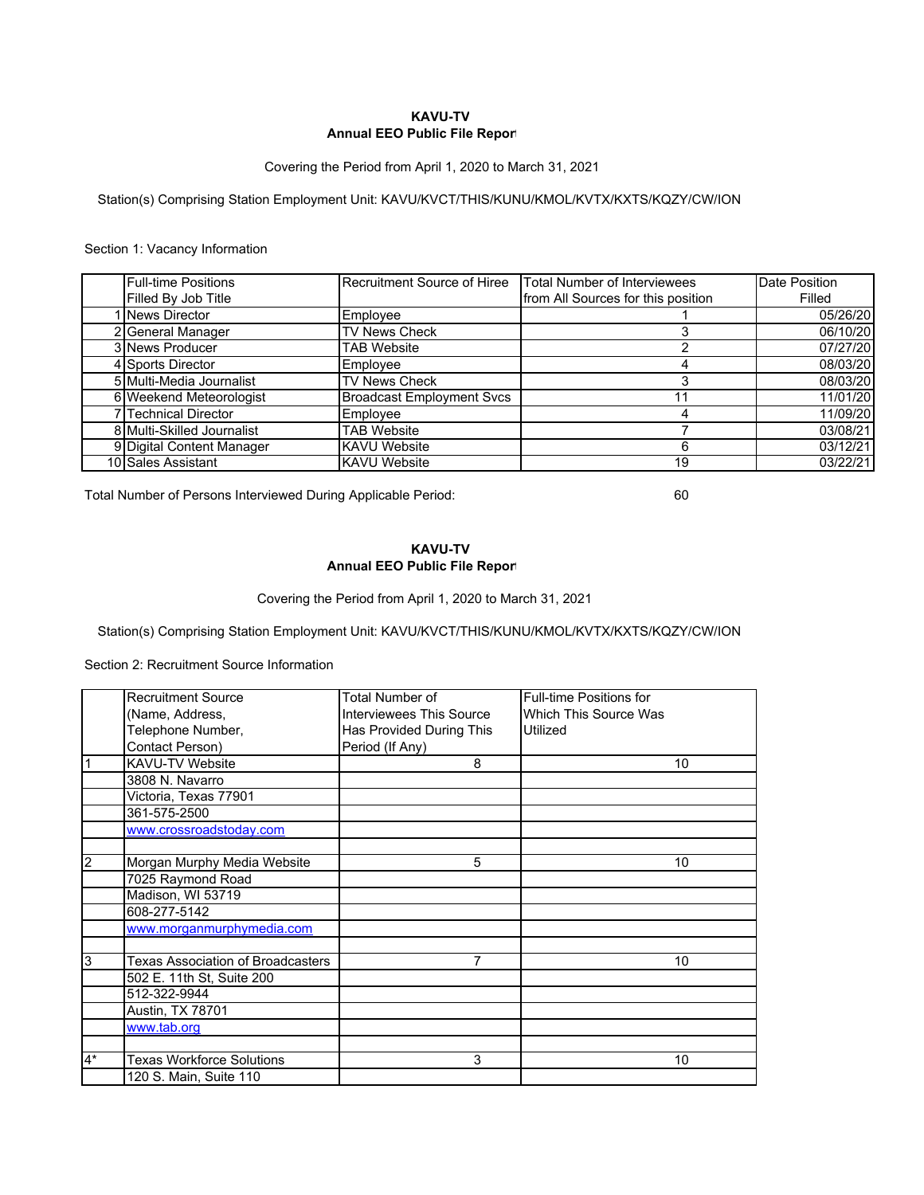**KAVU-TV**
**Annual EEO Public File Report**

Covering the Period from April 1, 2020 to March 31, 2021

Station(s) Comprising Station Employment Unit: KAVU/KVCT/THIS/KUNU/KMOL/KVTX/KXTS/KQZY/CW/ION

Section 1: Vacancy Information

| | Full-time Positions Filled By Job Title | Recruitment Source of Hiree | Total Number of Interviewees from All Sources for this position | Date Position Filled |
|---|---|---|---|---|
| 1 | News Director | Employee | 1 | 05/26/20 |
| 2 | General Manager | TV News Check | 3 | 06/10/20 |
| 3 | News Producer | TAB Website | 2 | 07/27/20 |
| 4 | Sports Director | Employee | 4 | 08/03/20 |
| 5 | Multi-Media Journalist | TV News Check | 3 | 08/03/20 |
| 6 | Weekend Meteorologist | Broadcast Employment Svcs | 11 | 11/01/20 |
| 7 | Technical Director | Employee | 4 | 11/09/20 |
| 8 | Multi-Skilled Journalist | TAB Website | 7 | 03/08/21 |
| 9 | Digital Content Manager | KAVU Website | 6 | 03/12/21 |
| 10 | Sales Assistant | KAVU Website | 19 | 03/22/21 |

Total Number of Persons Interviewed During Applicable Period: 60

**KAVU-TV**
**Annual EEO Public File Report**

Covering the Period from April 1, 2020 to March 31, 2021

Station(s) Comprising Station Employment Unit: KAVU/KVCT/THIS/KUNU/KMOL/KVTX/KXTS/KQZY/CW/ION

Section 2: Recruitment Source Information

| | Recruitment Source (Name, Address, Telephone Number, Contact Person) | Total Number of Interviewees This Source Has Provided During This Period (If Any) | Full-time Positions for Which This Source Was Utilized |
|---|---|---|---|
| 1 | KAVU-TV Website | 8 | 10 |
| | 3808 N. Navarro | | |
| | Victoria, Texas 77901 | | |
| | 361-575-2500 | | |
| | www.crossroadstoday.com | | |
| | | | |
| 2 | Morgan Murphy Media Website | 5 | 10 |
| | 7025 Raymond Road | | |
| | Madison, WI 53719 | | |
| | 608-277-5142 | | |
| | www.morganmurphymedia.com | | |
| | | | |
| 3 | Texas Association of Broadcasters | 7 | 10 |
| | 502 E. 11th St, Suite 200 | | |
| | 512-322-9944 | | |
| | Austin, TX 78701 | | |
| | www.tab.org | | |
| | | | |
| 4* | Texas Workforce Solutions | 3 | 10 |
| | 120 S. Main, Suite 110 | | |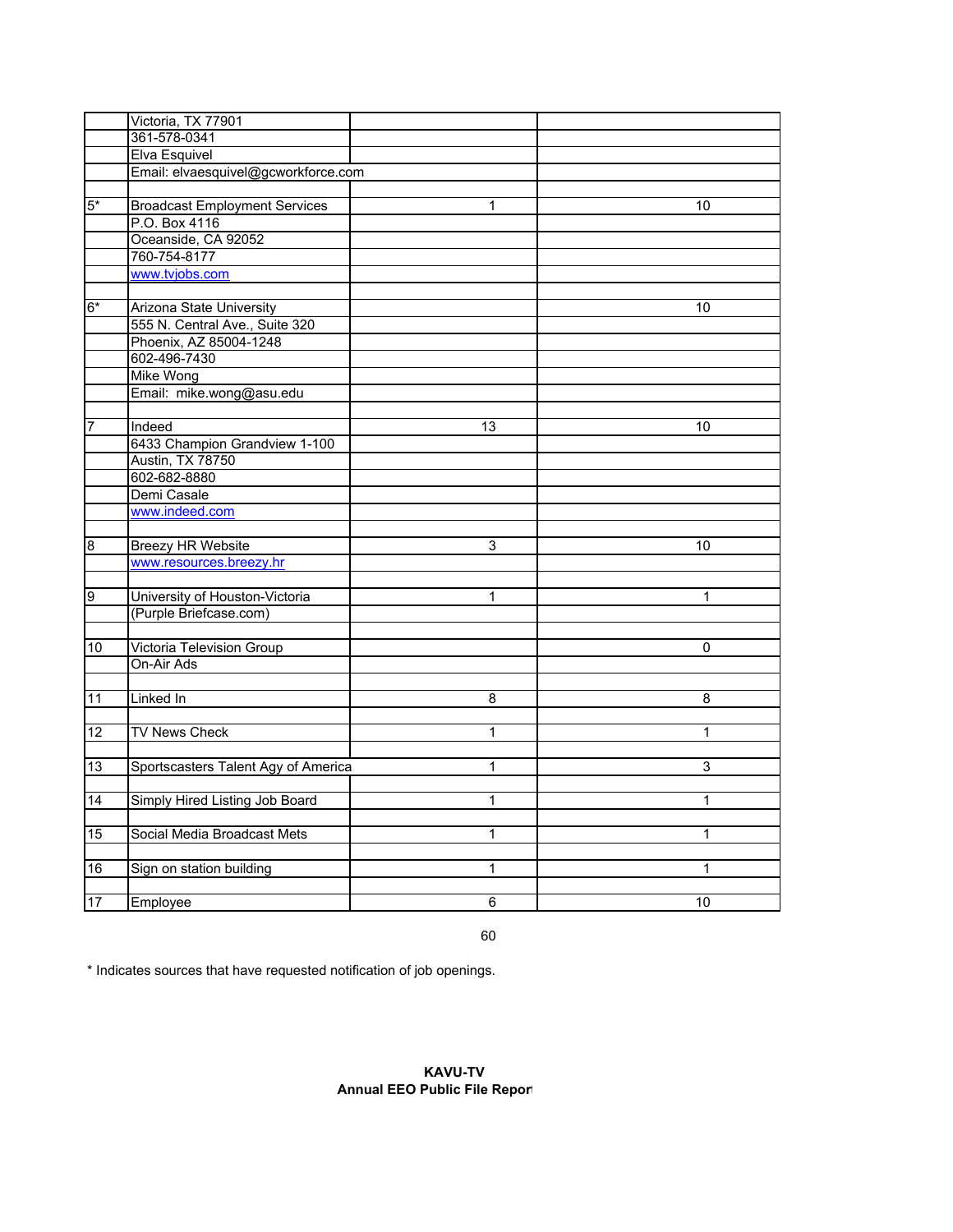| | | | |
|---|---|---|---|
| | Victoria, TX 77901 | | |
| | 361-578-0341 | | |
| | Elva Esquivel | | |
| | Email: elvaesquivel@gcworkforce.com | | |
| | | | |
| 5* | Broadcast Employment Services | 1 | 10 |
| | P.O. Box 4116 | | |
| | Oceanside, CA 92052 | | |
| | 760-754-8177 | | |
| | www.tvjobs.com | | |
| | | | |
| 6* | Arizona State University | | 10 |
| | 555 N. Central Ave., Suite 320 | | |
| | Phoenix, AZ 85004-1248 | | |
| | 602-496-7430 | | |
| | Mike Wong | | |
| | Email: mike.wong@asu.edu | | |
| | | | |
| 7 | Indeed | 13 | 10 |
| | 6433 Champion Grandview 1-100 | | |
| | Austin, TX 78750 | | |
| | 602-682-8880 | | |
| | Demi Casale | | |
| | www.indeed.com | | |
| | | | |
| 8 | Breezy HR Website | 3 | 10 |
| | www.resources.breezy.hr | | |
| | | | |
| 9 | University of Houston-Victoria | 1 | 1 |
| | (Purple Briefcase.com) | | |
| | | | |
| 10 | Victoria Television Group | | 0 |
| | On-Air Ads | | |
| | | | |
| 11 | Linked In | 8 | 8 |
| | | | |
| 12 | TV News Check | 1 | 1 |
| | | | |
| 13 | Sportscasters Talent Agy of America | 1 | 3 |
| | | | |
| 14 | Simply Hired Listing Job Board | 1 | 1 |
| | | | |
| 15 | Social Media Broadcast Mets | 1 | 1 |
| | | | |
| 16 | Sign on station building | 1 | 1 |
| | | | |
| 17 | Employee | 6 | 10 |

60

* Indicates sources that have requested notification of job openings.

**KAVU-TV**
**Annual EEO Public File Report**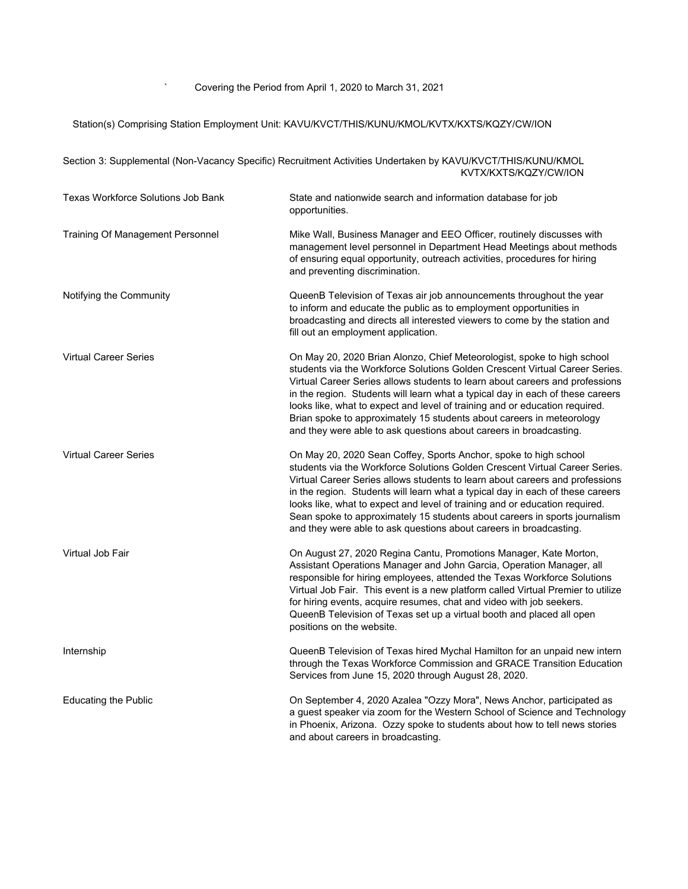Covering the Period from April 1, 2020 to March 31, 2021

Station(s) Comprising Station Employment Unit: KAVU/KVCT/THIS/KUNU/KMOL/KVTX/KXTS/KQZY/CW/ION

Section 3: Supplemental (Non-Vacancy Specific) Recruitment Activities Undertaken by KAVU/KVCT/THIS/KUNU/KMOL KVTX/KXTS/KQZY/CW/ION

| | |
|---|---|
| Texas Workforce Solutions Job Bank | State and nationwide search and information database for job opportunities. |
| Training Of Management Personnel | Mike Wall, Business Manager and EEO Officer, routinely discusses with management level personnel in Department Head Meetings about methods of ensuring equal opportunity, outreach activities, procedures for hiring and preventing discrimination. |
| Notifying the Community | QueenB Television of Texas air job announcements throughout the year to inform and educate the public as to employment opportunities in broadcasting and directs all interested viewers to come by the station and fill out an employment application. |
| Virtual Career Series | On May 20, 2020 Brian Alonzo, Chief Meteorologist, spoke to high school students via the Workforce Solutions Golden Crescent Virtual Career Series. Virtual Career Series allows students to learn about careers and professions in the region. Students will learn what a typical day in each of these careers looks like, what to expect and level of training and or education required. Brian spoke to approximately 15 students about careers in meteorology and they were able to ask questions about careers in broadcasting. |
| Virtual Career Series | On May 20, 2020 Sean Coffey, Sports Anchor, spoke to high school students via the Workforce Solutions Golden Crescent Virtual Career Series. Virtual Career Series allows students to learn about careers and professions in the region. Students will learn what a typical day in each of these careers looks like, what to expect and level of training and or education required. Sean spoke to approximately 15 students about careers in sports journalism and they were able to ask questions about careers in broadcasting. |
| Virtual Job Fair | On August 27, 2020 Regina Cantu, Promotions Manager, Kate Morton, Assistant Operations Manager and John Garcia, Operation Manager, all responsible for hiring employees, attended the Texas Workforce Solutions Virtual Job Fair. This event is a new platform called Virtual Premier to utilize for hiring events, acquire resumes, chat and video with job seekers. QueenB Television of Texas set up a virtual booth and placed all open positions on the website. |
| Internship | QueenB Television of Texas hired Mychal Hamilton for an unpaid new intern through the Texas Workforce Commission and GRACE Transition Education Services from June 15, 2020 through August 28, 2020. |
| Educating the Public | On September 4, 2020 Azalea "Ozzy Mora", News Anchor, participated as a guest speaker via zoom for the Western School of Science and Technology in Phoenix, Arizona. Ozzy spoke to students about how to tell news stories and about careers in broadcasting. |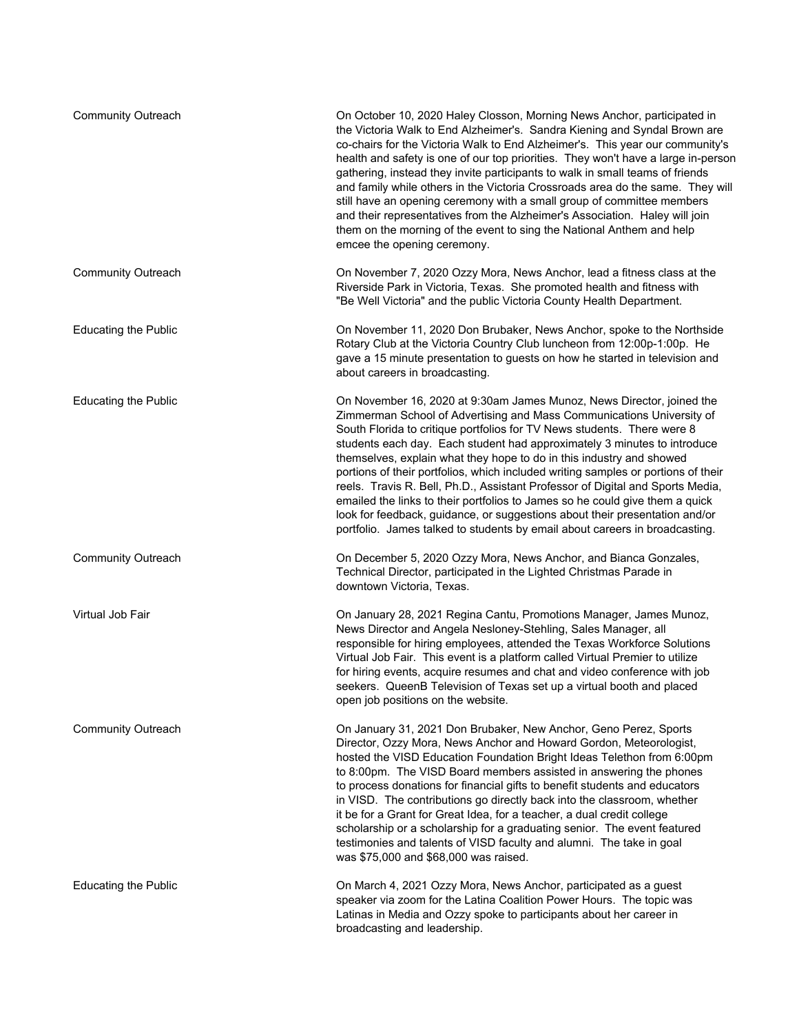| | |
|---|---|
| Community Outreach | On October 10, 2020 Haley Closson, Morning News Anchor, participated in the Victoria Walk to End Alzheimer's. Sandra Kiening and Syndal Brown are co-chairs for the Victoria Walk to End Alzheimer's. This year our community's health and safety is one of our top priorities. They won't have a large in-person gathering, instead they invite participants to walk in small teams of friends and family while others in the Victoria Crossroads area do the same. They will still have an opening ceremony with a small group of committee members and their representatives from the Alzheimer's Association. Haley will join them on the morning of the event to sing the National Anthem and help emcee the opening ceremony. |
| Community Outreach | On November 7, 2020 Ozzy Mora, News Anchor, lead a fitness class at the Riverside Park in Victoria, Texas. She promoted health and fitness with "Be Well Victoria" and the public Victoria County Health Department. |
| Educating the Public | On November 11, 2020 Don Brubaker, News Anchor, spoke to the Northside Rotary Club at the Victoria Country Club luncheon from 12:00p-1:00p. He gave a 15 minute presentation to guests on how he started in television and about careers in broadcasting. |
| Educating the Public | On November 16, 2020 at 9:30am James Munoz, News Director, joined the Zimmerman School of Advertising and Mass Communications University of South Florida to critique portfolios for TV News students. There were 8 students each day. Each student had approximately 3 minutes to introduce themselves, explain what they hope to do in this industry and showed portions of their portfolios, which included writing samples or portions of their reels. Travis R. Bell, Ph.D., Assistant Professor of Digital and Sports Media, emailed the links to their portfolios to James so he could give them a quick look for feedback, guidance, or suggestions about their presentation and/or portfolio. James talked to students by email about careers in broadcasting. |
| Community Outreach | On December 5, 2020 Ozzy Mora, News Anchor, and Bianca Gonzales, Technical Director, participated in the Lighted Christmas Parade in downtown Victoria, Texas. |
| Virtual Job Fair | On January 28, 2021 Regina Cantu, Promotions Manager, James Munoz, News Director and Angela Nesloney-Stehling, Sales Manager, all responsible for hiring employees, attended the Texas Workforce Solutions Virtual Job Fair. This event is a platform called Virtual Premier to utilize for hiring events, acquire resumes and chat and video conference with job seekers. QueenB Television of Texas set up a virtual booth and placed open job positions on the website. |
| Community Outreach | On January 31, 2021 Don Brubaker, New Anchor, Geno Perez, Sports Director, Ozzy Mora, News Anchor and Howard Gordon, Meteorologist, hosted the VISD Education Foundation Bright Ideas Telethon from 6:00pm to 8:00pm. The VISD Board members assisted in answering the phones to process donations for financial gifts to benefit students and educators in VISD. The contributions go directly back into the classroom, whether it be for a Grant for Great Idea, for a teacher, a dual credit college scholarship or a scholarship for a graduating senior. The event featured testimonies and talents of VISD faculty and alumni. The take in goal was $75,000 and $68,000 was raised. |
| Educating the Public | On March 4, 2021 Ozzy Mora, News Anchor, participated as a guest speaker via zoom for the Latina Coalition Power Hours. The topic was Latinas in Media and Ozzy spoke to participants about her career in broadcasting and leadership. |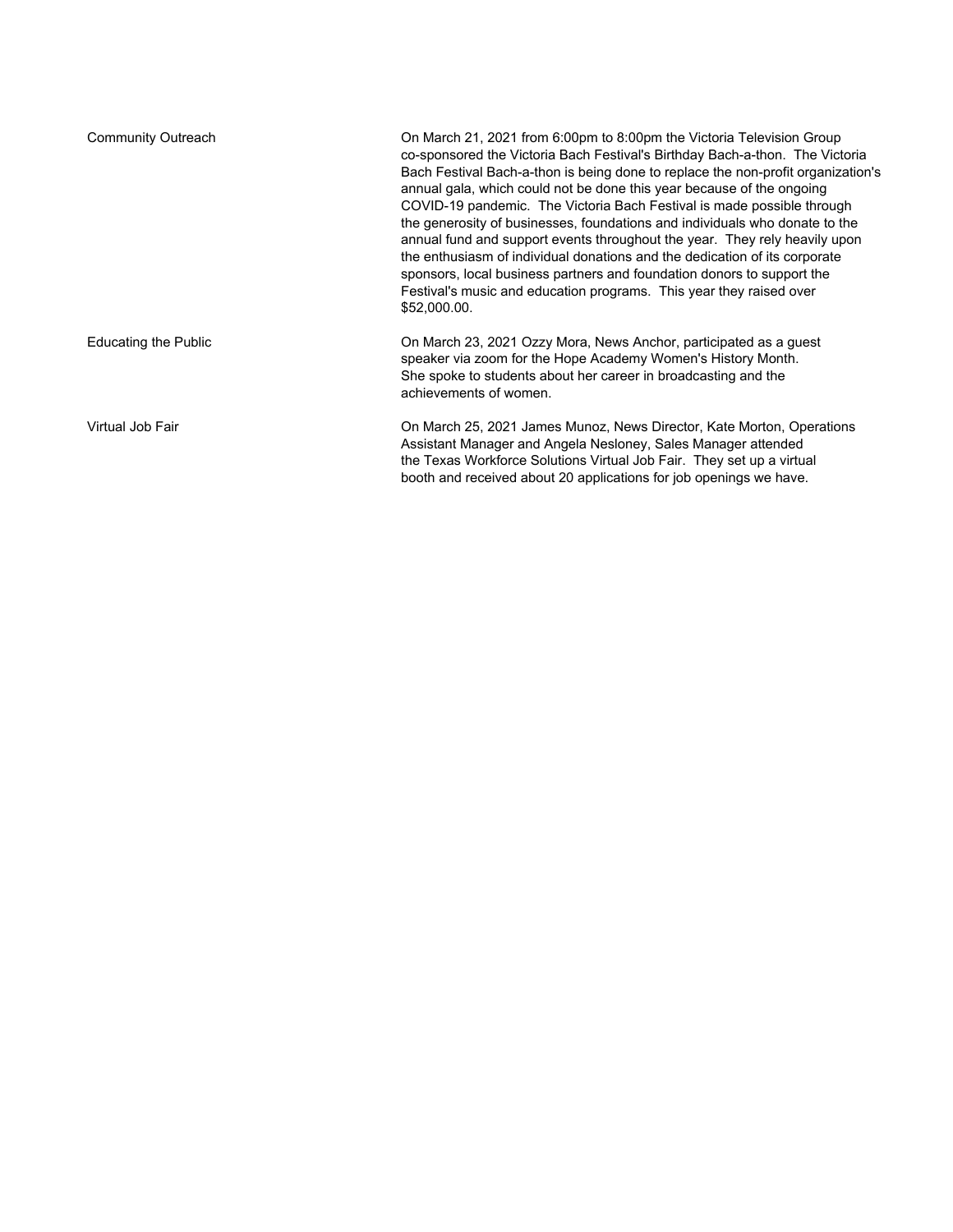| | |
|---|---|
| Community Outreach | On March 21, 2021 from 6:00pm to 8:00pm the Victoria Television Group co-sponsored the Victoria Bach Festival's Birthday Bach-a-thon. The Victoria Bach Festival Bach-a-thon is being done to replace the non-profit organization's annual gala, which could not be done this year because of the ongoing COVID-19 pandemic. The Victoria Bach Festival is made possible through the generosity of businesses, foundations and individuals who donate to the annual fund and support events throughout the year. They rely heavily upon the enthusiasm of individual donations and the dedication of its corporate sponsors, local business partners and foundation donors to support the Festival's music and education programs. This year they raised over $52,000.00. |
| Educating the Public | On March 23, 2021 Ozzy Mora, News Anchor, participated as a guest speaker via zoom for the Hope Academy Women's History Month. She spoke to students about her career in broadcasting and the achievements of women. |
| Virtual Job Fair | On March 25, 2021 James Munoz, News Director, Kate Morton, Operations Assistant Manager and Angela Nesloney, Sales Manager attended the Texas Workforce Solutions Virtual Job Fair. They set up a virtual booth and received about 20 applications for job openings we have. |